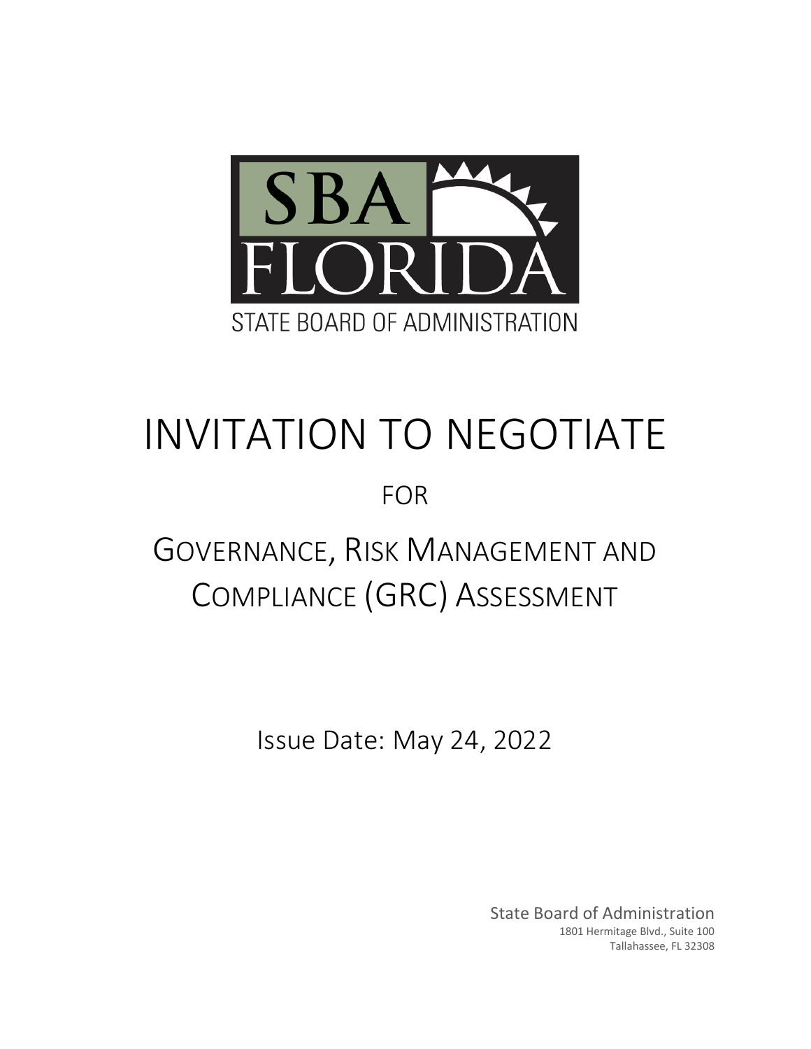SBA FLORIDA

STATE BOARD OF ADMINISTRATION

# INVITATION TO NEGOTIATE

FOR

# GOVERNANCE, RISK MANAGEMENT AND COMPLIANCE (GRC) ASSESSMENT

Issue Date: May 24, 2022

State Board of Administration
1801 Hermitage Blvd., Suite 100
Tallahassee, FL 32308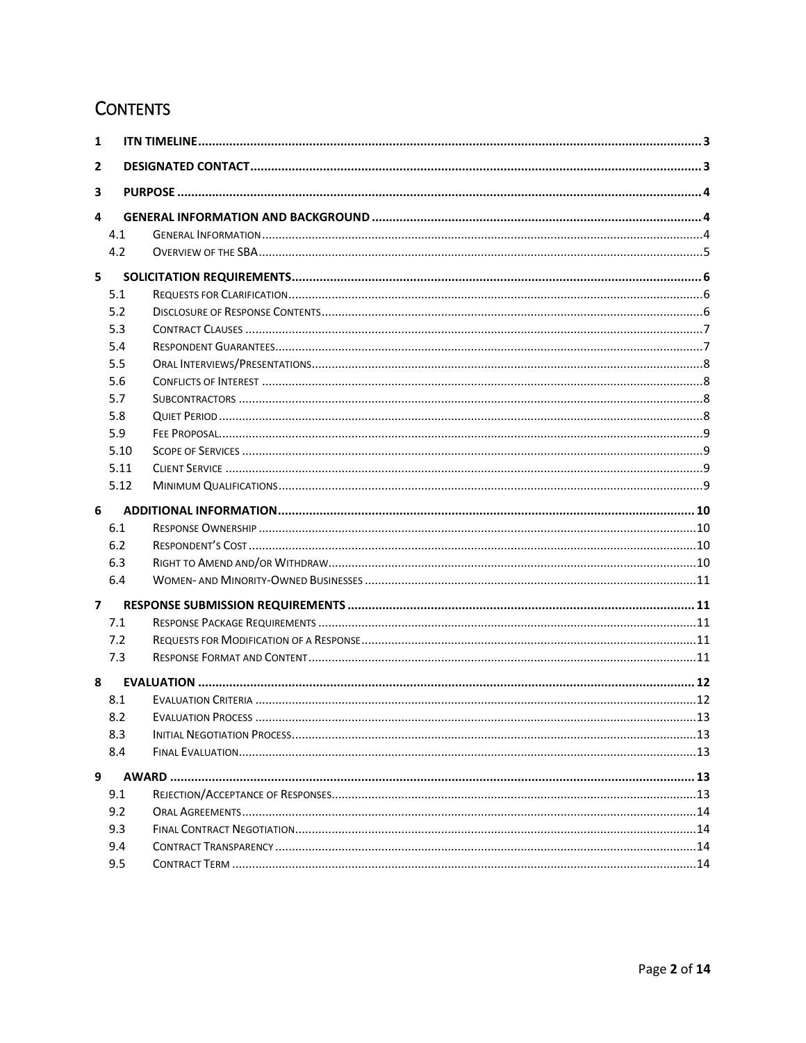# CONTENTS

1 ITN TIMELINE ..... 3

2 DESIGNATED CONTACT ..... 3

3 PURPOSE ..... 4

4 GENERAL INFORMATION AND BACKGROUND ..... 4

- 4.1 General Information ..... 4
- 4.2 Overview of the SBA ..... 5

5 SOLICITATION REQUIREMENTS ..... 6

- 5.1 Requests for Clarification ..... 6
- 5.2 Disclosure of Response Contents ..... 6
- 5.3 Contract Clauses ..... 7
- 5.4 Respondent Guarantees ..... 7
- 5.5 Oral Interviews/Presentations ..... 8
- 5.6 Conflicts of Interest ..... 8
- 5.7 Subcontractors ..... 8
- 5.8 Quiet Period ..... 8
- 5.9 Fee Proposal ..... 9
- 5.10 Scope of Services ..... 9
- 5.11 Client Service ..... 9
- 5.12 Minimum Qualifications ..... 9

6 ADDITIONAL INFORMATION ..... 10

- 6.1 Response Ownership ..... 10
- 6.2 Respondent's Cost ..... 10
- 6.3 Right to Amend and/or Withdraw ..... 10
- 6.4 Women- and Minority-Owned Businesses ..... 11

7 RESPONSE SUBMISSION REQUIREMENTS ..... 11

- 7.1 Response Package Requirements ..... 11
- 7.2 Requests for Modification of a Response ..... 11
- 7.3 Response Format and Content ..... 11

8 EVALUATION ..... 12

- 8.1 Evaluation Criteria ..... 12
- 8.2 Evaluation Process ..... 13
- 8.3 Initial Negotiation Process ..... 13
- 8.4 Final Evaluation ..... 13

9 AWARD ..... 13

- 9.1 Rejection/Acceptance of Responses ..... 13
- 9.2 Oral Agreements ..... 14
- 9.3 Final Contract Negotiation ..... 14
- 9.4 Contract Transparency ..... 14
- 9.5 Contract Term ..... 14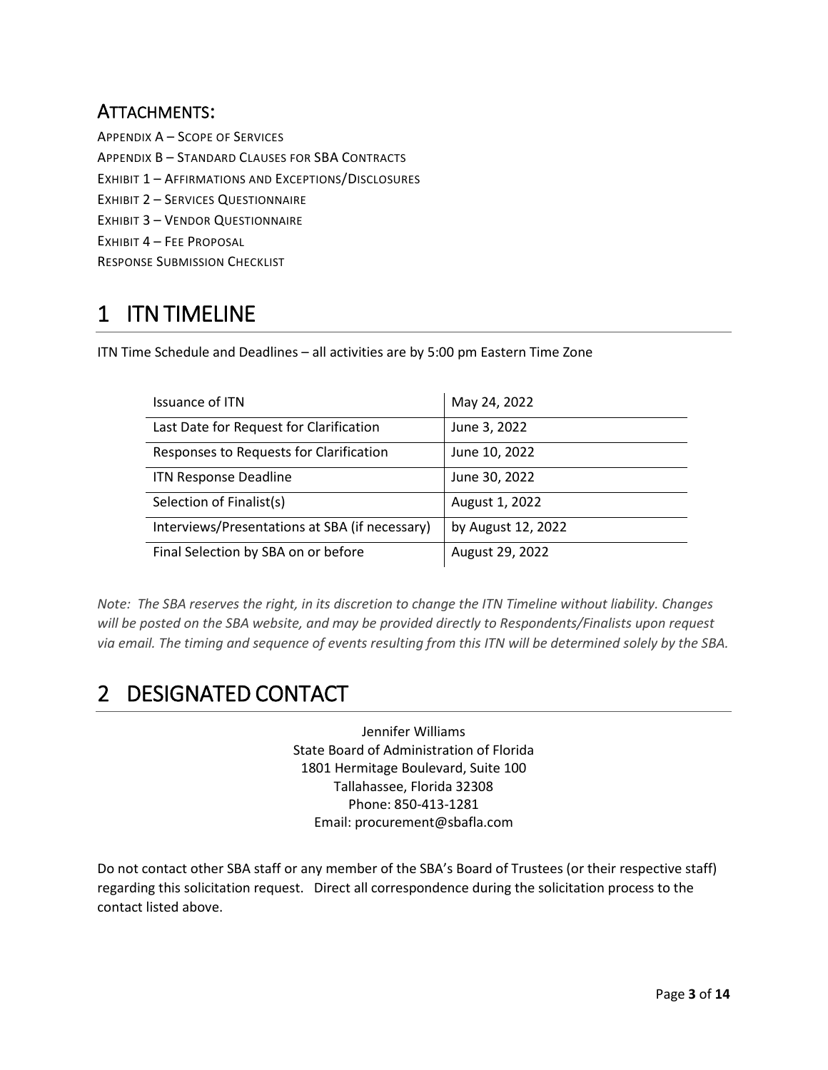## ATTACHMENTS:

APPENDIX A – SCOPE OF SERVICES
APPENDIX B – STANDARD CLAUSES FOR SBA CONTRACTS
EXHIBIT 1 – AFFIRMATIONS AND EXCEPTIONS/DISCLOSURES
EXHIBIT 2 – SERVICES QUESTIONNAIRE
EXHIBIT 3 – VENDOR QUESTIONNAIRE
EXHIBIT 4 – FEE PROPOSAL
RESPONSE SUBMISSION CHECKLIST

# 1 ITN TIMELINE

ITN Time Schedule and Deadlines – all activities are by 5:00 pm Eastern Time Zone

| | |
|---|---|
| Issuance of ITN | May 24, 2022 |
| Last Date for Request for Clarification | June 3, 2022 |
| Responses to Requests for Clarification | June 10, 2022 |
| ITN Response Deadline | June 30, 2022 |
| Selection of Finalist(s) | August 1, 2022 |
| Interviews/Presentations at SBA (if necessary) | by August 12, 2022 |
| Final Selection by SBA on or before | August 29, 2022 |

*Note: The SBA reserves the right, in its discretion to change the ITN Timeline without liability. Changes will be posted on the SBA website, and may be provided directly to Respondents/Finalists upon request via email. The timing and sequence of events resulting from this ITN will be determined solely by the SBA.*

# 2 DESIGNATED CONTACT

Jennifer Williams
State Board of Administration of Florida
1801 Hermitage Boulevard, Suite 100
Tallahassee, Florida 32308
Phone: 850-413-1281
Email: procurement@sbafla.com

Do not contact other SBA staff or any member of the SBA's Board of Trustees (or their respective staff) regarding this solicitation request. Direct all correspondence during the solicitation process to the contact listed above.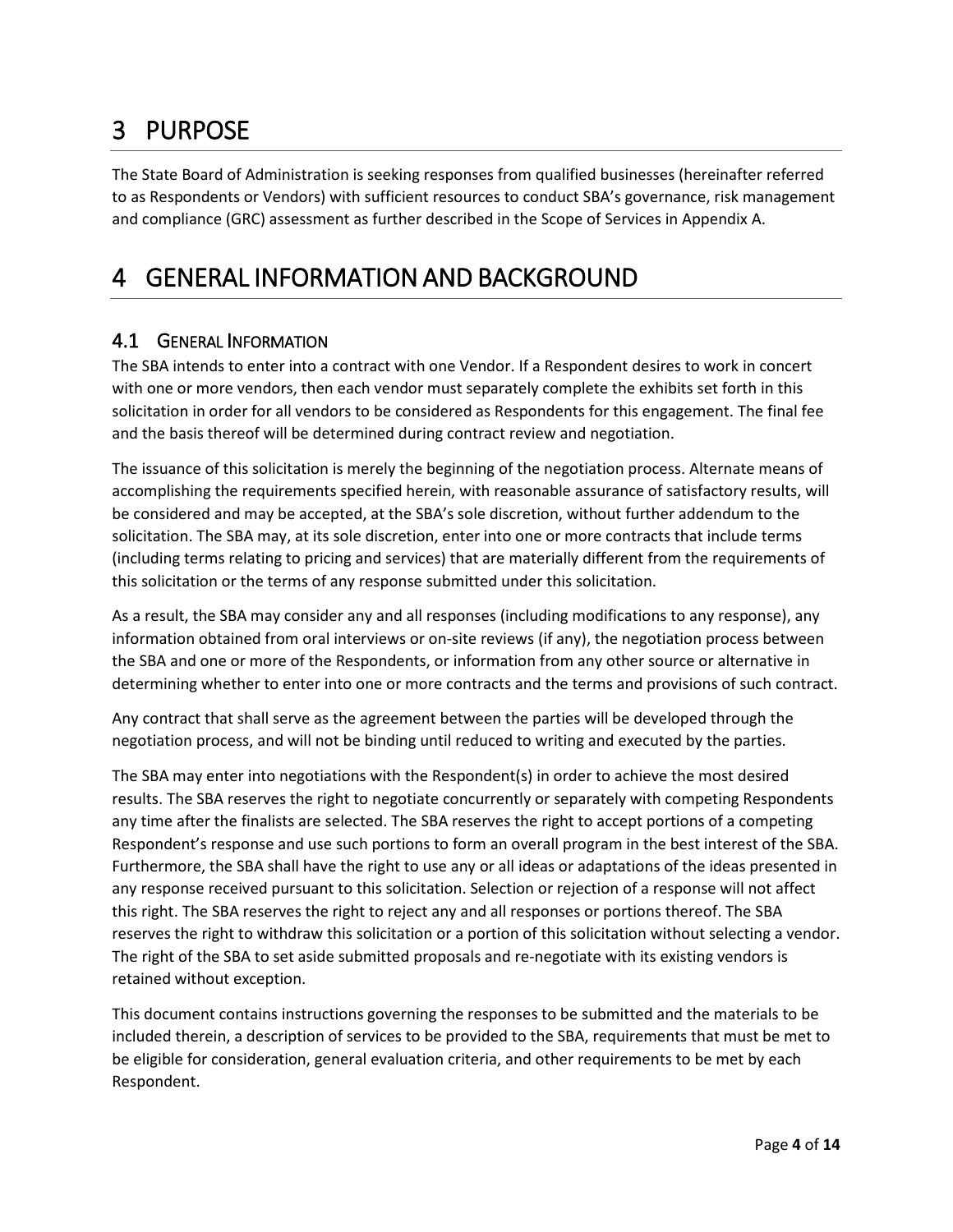# 3 PURPOSE

The State Board of Administration is seeking responses from qualified businesses (hereinafter referred to as Respondents or Vendors) with sufficient resources to conduct SBA's governance, risk management and compliance (GRC) assessment as further described in the Scope of Services in Appendix A.

# 4 GENERAL INFORMATION AND BACKGROUND

## 4.1 GENERAL INFORMATION

The SBA intends to enter into a contract with one Vendor. If a Respondent desires to work in concert with one or more vendors, then each vendor must separately complete the exhibits set forth in this solicitation in order for all vendors to be considered as Respondents for this engagement. The final fee and the basis thereof will be determined during contract review and negotiation.

The issuance of this solicitation is merely the beginning of the negotiation process. Alternate means of accomplishing the requirements specified herein, with reasonable assurance of satisfactory results, will be considered and may be accepted, at the SBA's sole discretion, without further addendum to the solicitation. The SBA may, at its sole discretion, enter into one or more contracts that include terms (including terms relating to pricing and services) that are materially different from the requirements of this solicitation or the terms of any response submitted under this solicitation.

As a result, the SBA may consider any and all responses (including modifications to any response), any information obtained from oral interviews or on-site reviews (if any), the negotiation process between the SBA and one or more of the Respondents, or information from any other source or alternative in determining whether to enter into one or more contracts and the terms and provisions of such contract.

Any contract that shall serve as the agreement between the parties will be developed through the negotiation process, and will not be binding until reduced to writing and executed by the parties.

The SBA may enter into negotiations with the Respondent(s) in order to achieve the most desired results. The SBA reserves the right to negotiate concurrently or separately with competing Respondents any time after the finalists are selected. The SBA reserves the right to accept portions of a competing Respondent's response and use such portions to form an overall program in the best interest of the SBA. Furthermore, the SBA shall have the right to use any or all ideas or adaptations of the ideas presented in any response received pursuant to this solicitation. Selection or rejection of a response will not affect this right. The SBA reserves the right to reject any and all responses or portions thereof. The SBA reserves the right to withdraw this solicitation or a portion of this solicitation without selecting a vendor. The right of the SBA to set aside submitted proposals and re-negotiate with its existing vendors is retained without exception.

This document contains instructions governing the responses to be submitted and the materials to be included therein, a description of services to be provided to the SBA, requirements that must be met to be eligible for consideration, general evaluation criteria, and other requirements to be met by each Respondent.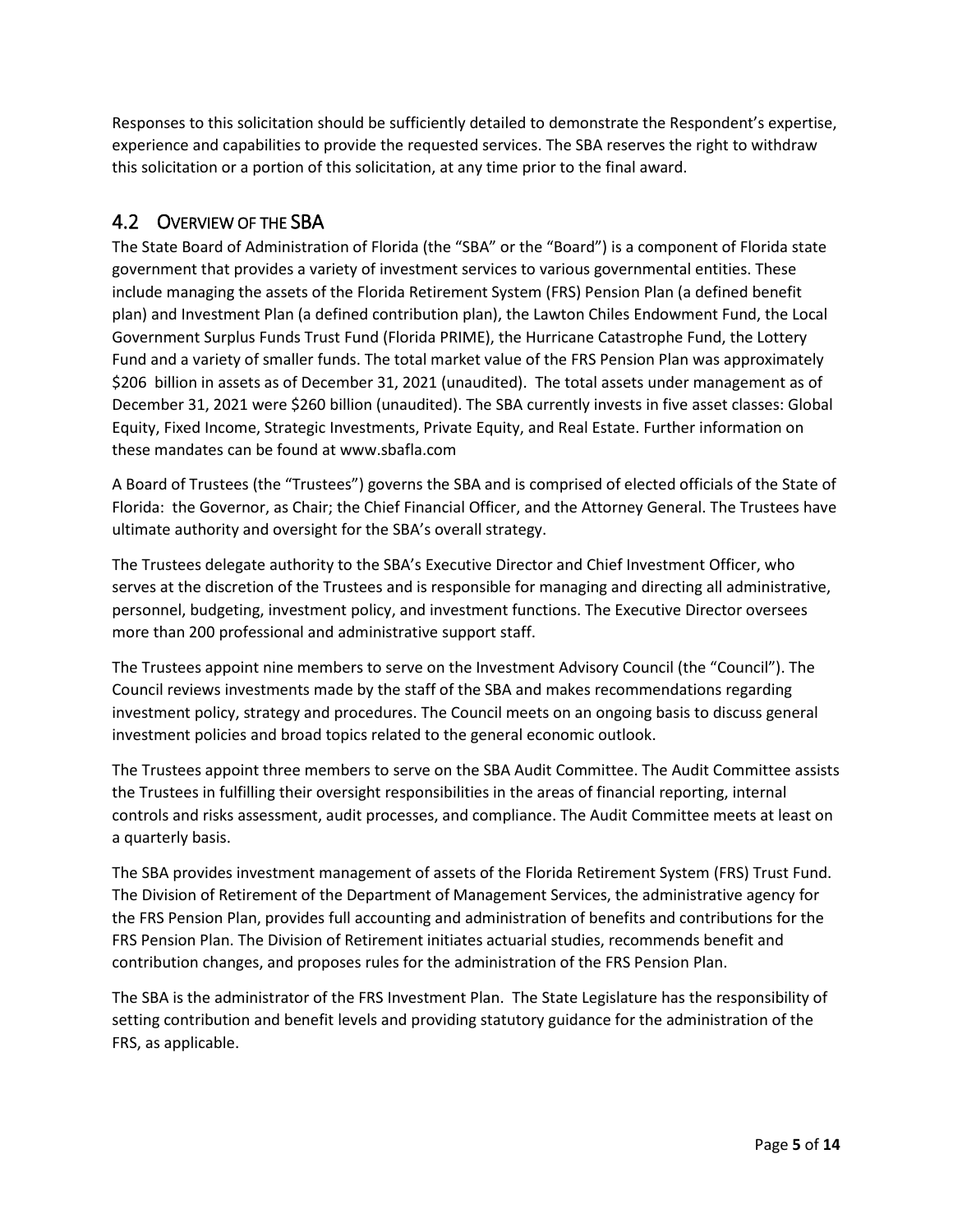Responses to this solicitation should be sufficiently detailed to demonstrate the Respondent's expertise, experience and capabilities to provide the requested services. The SBA reserves the right to withdraw this solicitation or a portion of this solicitation, at any time prior to the final award.

## 4.2 Overview of the SBA

The State Board of Administration of Florida (the "SBA" or the "Board") is a component of Florida state government that provides a variety of investment services to various governmental entities. These include managing the assets of the Florida Retirement System (FRS) Pension Plan (a defined benefit plan) and Investment Plan (a defined contribution plan), the Lawton Chiles Endowment Fund, the Local Government Surplus Funds Trust Fund (Florida PRIME), the Hurricane Catastrophe Fund, the Lottery Fund and a variety of smaller funds. The total market value of the FRS Pension Plan was approximately $206 billion in assets as of December 31, 2021 (unaudited). The total assets under management as of December 31, 2021 were $260 billion (unaudited). The SBA currently invests in five asset classes: Global Equity, Fixed Income, Strategic Investments, Private Equity, and Real Estate. Further information on these mandates can be found at www.sbafla.com

A Board of Trustees (the "Trustees") governs the SBA and is comprised of elected officials of the State of Florida: the Governor, as Chair; the Chief Financial Officer, and the Attorney General. The Trustees have ultimate authority and oversight for the SBA's overall strategy.

The Trustees delegate authority to the SBA's Executive Director and Chief Investment Officer, who serves at the discretion of the Trustees and is responsible for managing and directing all administrative, personnel, budgeting, investment policy, and investment functions. The Executive Director oversees more than 200 professional and administrative support staff.

The Trustees appoint nine members to serve on the Investment Advisory Council (the "Council"). The Council reviews investments made by the staff of the SBA and makes recommendations regarding investment policy, strategy and procedures. The Council meets on an ongoing basis to discuss general investment policies and broad topics related to the general economic outlook.

The Trustees appoint three members to serve on the SBA Audit Committee. The Audit Committee assists the Trustees in fulfilling their oversight responsibilities in the areas of financial reporting, internal controls and risks assessment, audit processes, and compliance. The Audit Committee meets at least on a quarterly basis.

The SBA provides investment management of assets of the Florida Retirement System (FRS) Trust Fund. The Division of Retirement of the Department of Management Services, the administrative agency for the FRS Pension Plan, provides full accounting and administration of benefits and contributions for the FRS Pension Plan. The Division of Retirement initiates actuarial studies, recommends benefit and contribution changes, and proposes rules for the administration of the FRS Pension Plan.

The SBA is the administrator of the FRS Investment Plan. The State Legislature has the responsibility of setting contribution and benefit levels and providing statutory guidance for the administration of the FRS, as applicable.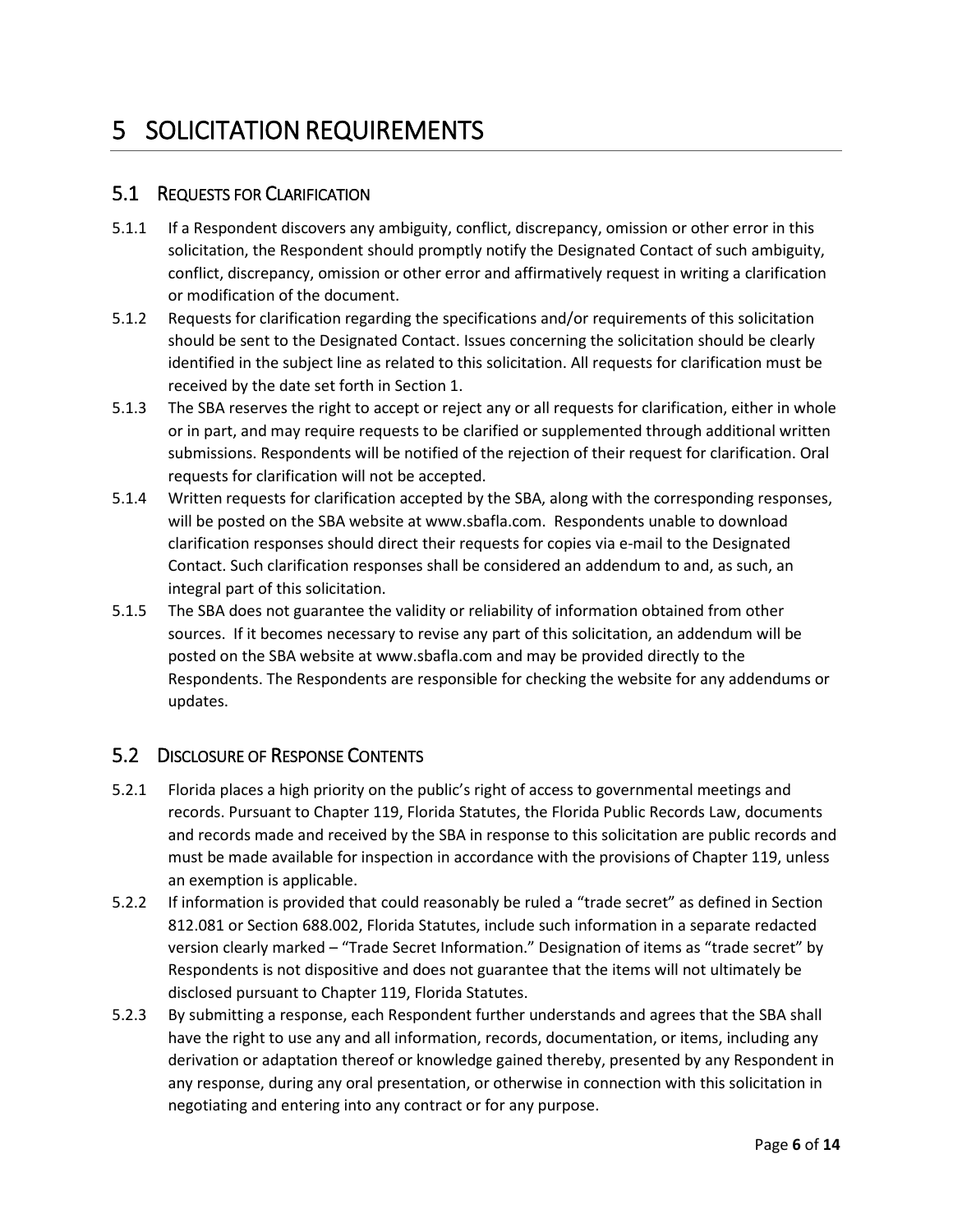# 5 SOLICITATION REQUIREMENTS

## 5.1 REQUESTS FOR CLARIFICATION

5.1.1 If a Respondent discovers any ambiguity, conflict, discrepancy, omission or other error in this solicitation, the Respondent should promptly notify the Designated Contact of such ambiguity, conflict, discrepancy, omission or other error and affirmatively request in writing a clarification or modification of the document.

5.1.2 Requests for clarification regarding the specifications and/or requirements of this solicitation should be sent to the Designated Contact. Issues concerning the solicitation should be clearly identified in the subject line as related to this solicitation. All requests for clarification must be received by the date set forth in Section 1.

5.1.3 The SBA reserves the right to accept or reject any or all requests for clarification, either in whole or in part, and may require requests to be clarified or supplemented through additional written submissions. Respondents will be notified of the rejection of their request for clarification. Oral requests for clarification will not be accepted.

5.1.4 Written requests for clarification accepted by the SBA, along with the corresponding responses, will be posted on the SBA website at www.sbafla.com. Respondents unable to download clarification responses should direct their requests for copies via e-mail to the Designated Contact. Such clarification responses shall be considered an addendum to and, as such, an integral part of this solicitation.

5.1.5 The SBA does not guarantee the validity or reliability of information obtained from other sources. If it becomes necessary to revise any part of this solicitation, an addendum will be posted on the SBA website at www.sbafla.com and may be provided directly to the Respondents. The Respondents are responsible for checking the website for any addendums or updates.

## 5.2 DISCLOSURE OF RESPONSE CONTENTS

5.2.1 Florida places a high priority on the public's right of access to governmental meetings and records. Pursuant to Chapter 119, Florida Statutes, the Florida Public Records Law, documents and records made and received by the SBA in response to this solicitation are public records and must be made available for inspection in accordance with the provisions of Chapter 119, unless an exemption is applicable.

5.2.2 If information is provided that could reasonably be ruled a "trade secret" as defined in Section 812.081 or Section 688.002, Florida Statutes, include such information in a separate redacted version clearly marked – "Trade Secret Information." Designation of items as "trade secret" by Respondents is not dispositive and does not guarantee that the items will not ultimately be disclosed pursuant to Chapter 119, Florida Statutes.

5.2.3 By submitting a response, each Respondent further understands and agrees that the SBA shall have the right to use any and all information, records, documentation, or items, including any derivation or adaptation thereof or knowledge gained thereby, presented by any Respondent in any response, during any oral presentation, or otherwise in connection with this solicitation in negotiating and entering into any contract or for any purpose.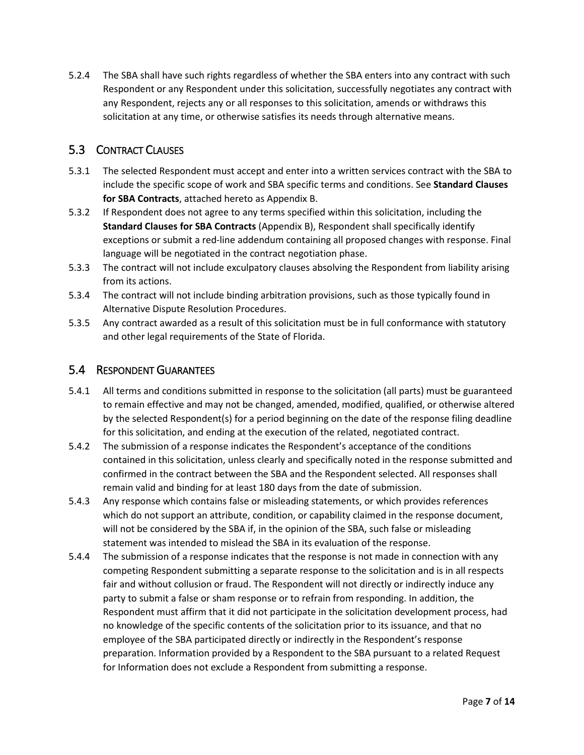5.2.4 The SBA shall have such rights regardless of whether the SBA enters into any contract with such Respondent or any Respondent under this solicitation, successfully negotiates any contract with any Respondent, rejects any or all responses to this solicitation, amends or withdraws this solicitation at any time, or otherwise satisfies its needs through alternative means.

## 5.3 CONTRACT CLAUSES

5.3.1 The selected Respondent must accept and enter into a written services contract with the SBA to include the specific scope of work and SBA specific terms and conditions. See **Standard Clauses for SBA Contracts**, attached hereto as Appendix B.

5.3.2 If Respondent does not agree to any terms specified within this solicitation, including the **Standard Clauses for SBA Contracts** (Appendix B), Respondent shall specifically identify exceptions or submit a red-line addendum containing all proposed changes with response. Final language will be negotiated in the contract negotiation phase.

5.3.3 The contract will not include exculpatory clauses absolving the Respondent from liability arising from its actions.

5.3.4 The contract will not include binding arbitration provisions, such as those typically found in Alternative Dispute Resolution Procedures.

5.3.5 Any contract awarded as a result of this solicitation must be in full conformance with statutory and other legal requirements of the State of Florida.

## 5.4 RESPONDENT GUARANTEES

5.4.1 All terms and conditions submitted in response to the solicitation (all parts) must be guaranteed to remain effective and may not be changed, amended, modified, qualified, or otherwise altered by the selected Respondent(s) for a period beginning on the date of the response filing deadline for this solicitation, and ending at the execution of the related, negotiated contract.

5.4.2 The submission of a response indicates the Respondent's acceptance of the conditions contained in this solicitation, unless clearly and specifically noted in the response submitted and confirmed in the contract between the SBA and the Respondent selected. All responses shall remain valid and binding for at least 180 days from the date of submission.

5.4.3 Any response which contains false or misleading statements, or which provides references which do not support an attribute, condition, or capability claimed in the response document, will not be considered by the SBA if, in the opinion of the SBA, such false or misleading statement was intended to mislead the SBA in its evaluation of the response.

5.4.4 The submission of a response indicates that the response is not made in connection with any competing Respondent submitting a separate response to the solicitation and is in all respects fair and without collusion or fraud. The Respondent will not directly or indirectly induce any party to submit a false or sham response or to refrain from responding. In addition, the Respondent must affirm that it did not participate in the solicitation development process, had no knowledge of the specific contents of the solicitation prior to its issuance, and that no employee of the SBA participated directly or indirectly in the Respondent's response preparation. Information provided by a Respondent to the SBA pursuant to a related Request for Information does not exclude a Respondent from submitting a response.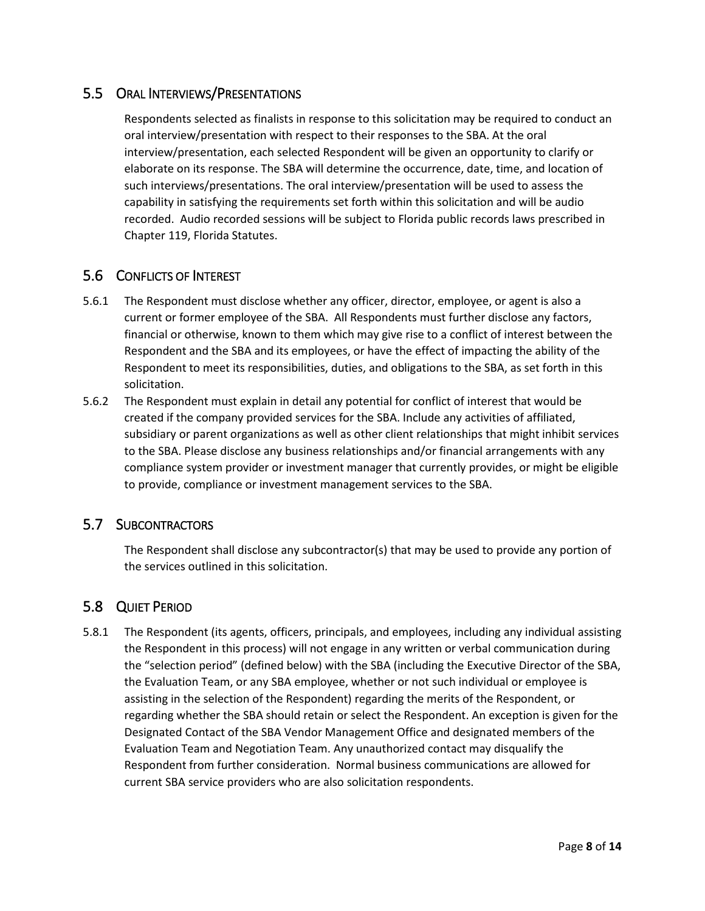## 5.5 Oral Interviews/Presentations

Respondents selected as finalists in response to this solicitation may be required to conduct an oral interview/presentation with respect to their responses to the SBA. At the oral interview/presentation, each selected Respondent will be given an opportunity to clarify or elaborate on its response. The SBA will determine the occurrence, date, time, and location of such interviews/presentations. The oral interview/presentation will be used to assess the capability in satisfying the requirements set forth within this solicitation and will be audio recorded. Audio recorded sessions will be subject to Florida public records laws prescribed in Chapter 119, Florida Statutes.

## 5.6 Conflicts of Interest

5.6.1 The Respondent must disclose whether any officer, director, employee, or agent is also a current or former employee of the SBA. All Respondents must further disclose any factors, financial or otherwise, known to them which may give rise to a conflict of interest between the Respondent and the SBA and its employees, or have the effect of impacting the ability of the Respondent to meet its responsibilities, duties, and obligations to the SBA, as set forth in this solicitation.

5.6.2 The Respondent must explain in detail any potential for conflict of interest that would be created if the company provided services for the SBA. Include any activities of affiliated, subsidiary or parent organizations as well as other client relationships that might inhibit services to the SBA. Please disclose any business relationships and/or financial arrangements with any compliance system provider or investment manager that currently provides, or might be eligible to provide, compliance or investment management services to the SBA.

## 5.7 Subcontractors

The Respondent shall disclose any subcontractor(s) that may be used to provide any portion of the services outlined in this solicitation.

## 5.8 Quiet Period

5.8.1 The Respondent (its agents, officers, principals, and employees, including any individual assisting the Respondent in this process) will not engage in any written or verbal communication during the "selection period" (defined below) with the SBA (including the Executive Director of the SBA, the Evaluation Team, or any SBA employee, whether or not such individual or employee is assisting in the selection of the Respondent) regarding the merits of the Respondent, or regarding whether the SBA should retain or select the Respondent. An exception is given for the Designated Contact of the SBA Vendor Management Office and designated members of the Evaluation Team and Negotiation Team. Any unauthorized contact may disqualify the Respondent from further consideration. Normal business communications are allowed for current SBA service providers who are also solicitation respondents.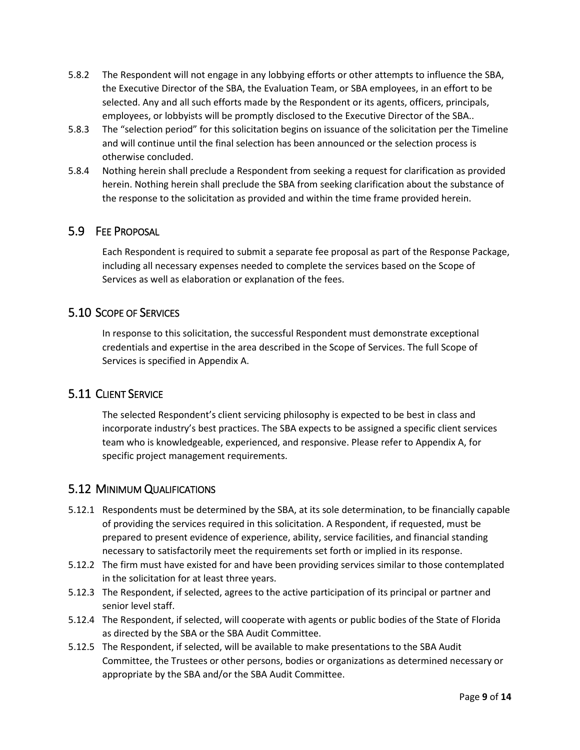5.8.2 The Respondent will not engage in any lobbying efforts or other attempts to influence the SBA, the Executive Director of the SBA, the Evaluation Team, or SBA employees, in an effort to be selected. Any and all such efforts made by the Respondent or its agents, officers, principals, employees, or lobbyists will be promptly disclosed to the Executive Director of the SBA..

5.8.3 The "selection period" for this solicitation begins on issuance of the solicitation per the Timeline and will continue until the final selection has been announced or the selection process is otherwise concluded.

5.8.4 Nothing herein shall preclude a Respondent from seeking a request for clarification as provided herein. Nothing herein shall preclude the SBA from seeking clarification about the substance of the response to the solicitation as provided and within the time frame provided herein.

## 5.9 Fee Proposal

Each Respondent is required to submit a separate fee proposal as part of the Response Package, including all necessary expenses needed to complete the services based on the Scope of Services as well as elaboration or explanation of the fees.

## 5.10 Scope of Services

In response to this solicitation, the successful Respondent must demonstrate exceptional credentials and expertise in the area described in the Scope of Services. The full Scope of Services is specified in Appendix A.

## 5.11 Client Service

The selected Respondent's client servicing philosophy is expected to be best in class and incorporate industry's best practices. The SBA expects to be assigned a specific client services team who is knowledgeable, experienced, and responsive. Please refer to Appendix A, for specific project management requirements.

## 5.12 Minimum Qualifications

5.12.1 Respondents must be determined by the SBA, at its sole determination, to be financially capable of providing the services required in this solicitation. A Respondent, if requested, must be prepared to present evidence of experience, ability, service facilities, and financial standing necessary to satisfactorily meet the requirements set forth or implied in its response.

5.12.2 The firm must have existed for and have been providing services similar to those contemplated in the solicitation for at least three years.

5.12.3 The Respondent, if selected, agrees to the active participation of its principal or partner and senior level staff.

5.12.4 The Respondent, if selected, will cooperate with agents or public bodies of the State of Florida as directed by the SBA or the SBA Audit Committee.

5.12.5 The Respondent, if selected, will be available to make presentations to the SBA Audit Committee, the Trustees or other persons, bodies or organizations as determined necessary or appropriate by the SBA and/or the SBA Audit Committee.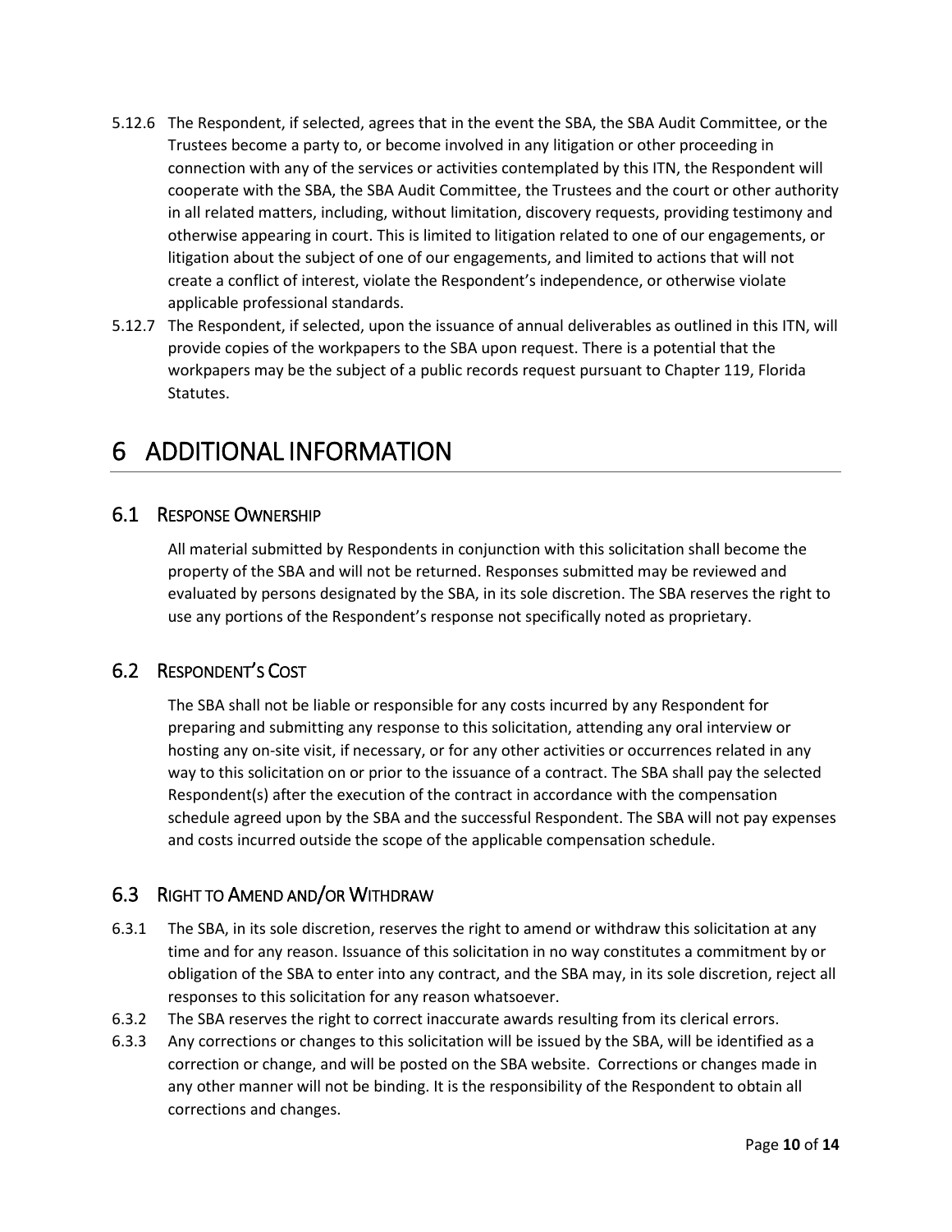5.12.6 The Respondent, if selected, agrees that in the event the SBA, the SBA Audit Committee, or the Trustees become a party to, or become involved in any litigation or other proceeding in connection with any of the services or activities contemplated by this ITN, the Respondent will cooperate with the SBA, the SBA Audit Committee, the Trustees and the court or other authority in all related matters, including, without limitation, discovery requests, providing testimony and otherwise appearing in court. This is limited to litigation related to one of our engagements, or litigation about the subject of one of our engagements, and limited to actions that will not create a conflict of interest, violate the Respondent's independence, or otherwise violate applicable professional standards.

5.12.7 The Respondent, if selected, upon the issuance of annual deliverables as outlined in this ITN, will provide copies of the workpapers to the SBA upon request. There is a potential that the workpapers may be the subject of a public records request pursuant to Chapter 119, Florida Statutes.

# 6 ADDITIONAL INFORMATION

## 6.1 RESPONSE OWNERSHIP

All material submitted by Respondents in conjunction with this solicitation shall become the property of the SBA and will not be returned. Responses submitted may be reviewed and evaluated by persons designated by the SBA, in its sole discretion. The SBA reserves the right to use any portions of the Respondent's response not specifically noted as proprietary.

## 6.2 RESPONDENT'S COST

The SBA shall not be liable or responsible for any costs incurred by any Respondent for preparing and submitting any response to this solicitation, attending any oral interview or hosting any on-site visit, if necessary, or for any other activities or occurrences related in any way to this solicitation on or prior to the issuance of a contract. The SBA shall pay the selected Respondent(s) after the execution of the contract in accordance with the compensation schedule agreed upon by the SBA and the successful Respondent. The SBA will not pay expenses and costs incurred outside the scope of the applicable compensation schedule.

## 6.3 RIGHT TO AMEND AND/OR WITHDRAW

6.3.1 The SBA, in its sole discretion, reserves the right to amend or withdraw this solicitation at any time and for any reason. Issuance of this solicitation in no way constitutes a commitment by or obligation of the SBA to enter into any contract, and the SBA may, in its sole discretion, reject all responses to this solicitation for any reason whatsoever.

6.3.2 The SBA reserves the right to correct inaccurate awards resulting from its clerical errors.

6.3.3 Any corrections or changes to this solicitation will be issued by the SBA, will be identified as a correction or change, and will be posted on the SBA website. Corrections or changes made in any other manner will not be binding. It is the responsibility of the Respondent to obtain all corrections and changes.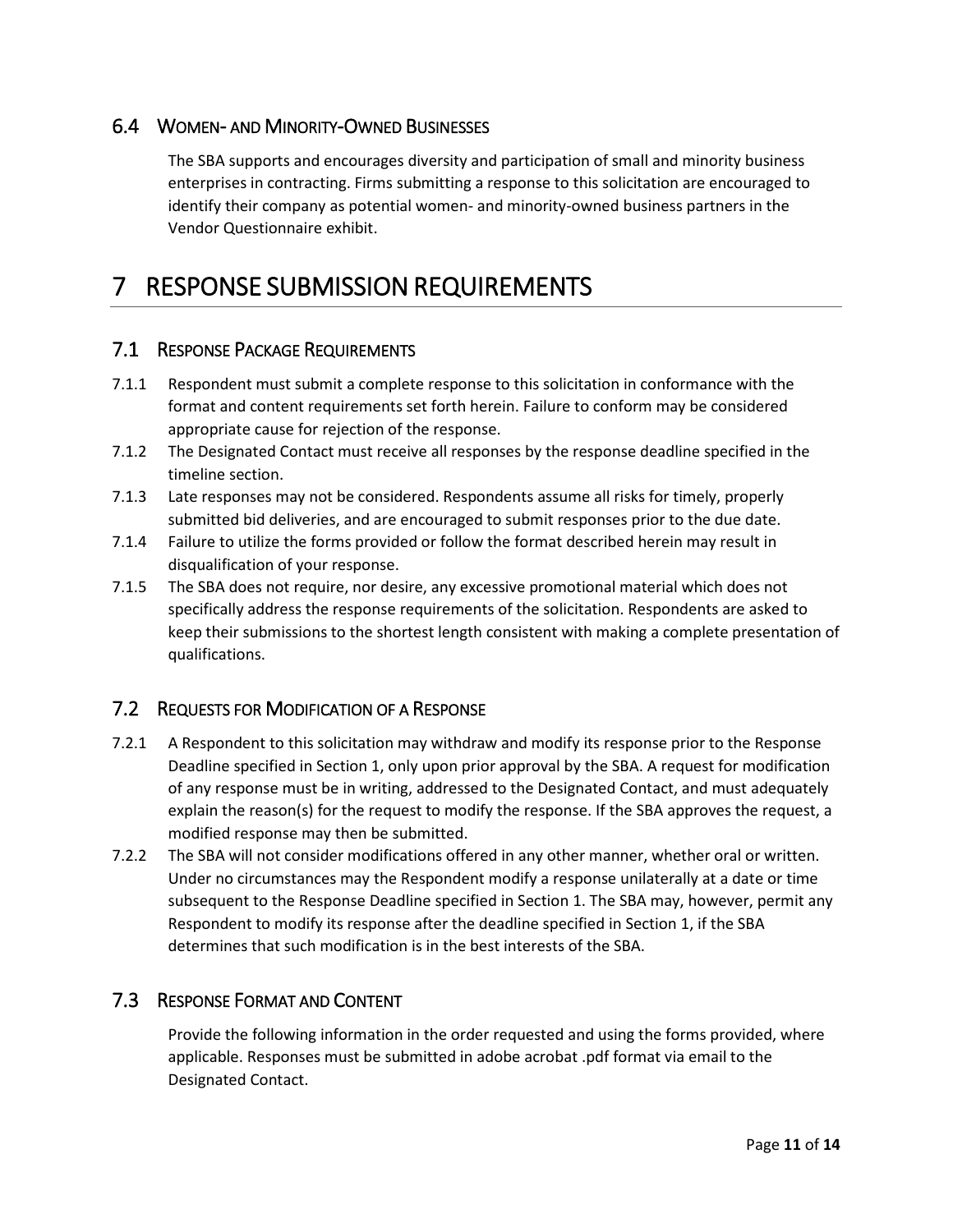## 6.4 Women- and Minority-Owned Businesses

The SBA supports and encourages diversity and participation of small and minority business enterprises in contracting. Firms submitting a response to this solicitation are encouraged to identify their company as potential women- and minority-owned business partners in the Vendor Questionnaire exhibit.

# 7 RESPONSE SUBMISSION REQUIREMENTS

## 7.1 Response Package Requirements

7.1.1 Respondent must submit a complete response to this solicitation in conformance with the format and content requirements set forth herein. Failure to conform may be considered appropriate cause for rejection of the response.

7.1.2 The Designated Contact must receive all responses by the response deadline specified in the timeline section.

7.1.3 Late responses may not be considered. Respondents assume all risks for timely, properly submitted bid deliveries, and are encouraged to submit responses prior to the due date.

7.1.4 Failure to utilize the forms provided or follow the format described herein may result in disqualification of your response.

7.1.5 The SBA does not require, nor desire, any excessive promotional material which does not specifically address the response requirements of the solicitation. Respondents are asked to keep their submissions to the shortest length consistent with making a complete presentation of qualifications.

## 7.2 Requests for Modification of a Response

7.2.1 A Respondent to this solicitation may withdraw and modify its response prior to the Response Deadline specified in Section 1, only upon prior approval by the SBA. A request for modification of any response must be in writing, addressed to the Designated Contact, and must adequately explain the reason(s) for the request to modify the response. If the SBA approves the request, a modified response may then be submitted.

7.2.2 The SBA will not consider modifications offered in any other manner, whether oral or written. Under no circumstances may the Respondent modify a response unilaterally at a date or time subsequent to the Response Deadline specified in Section 1. The SBA may, however, permit any Respondent to modify its response after the deadline specified in Section 1, if the SBA determines that such modification is in the best interests of the SBA.

## 7.3 Response Format and Content

Provide the following information in the order requested and using the forms provided, where applicable. Responses must be submitted in adobe acrobat .pdf format via email to the Designated Contact.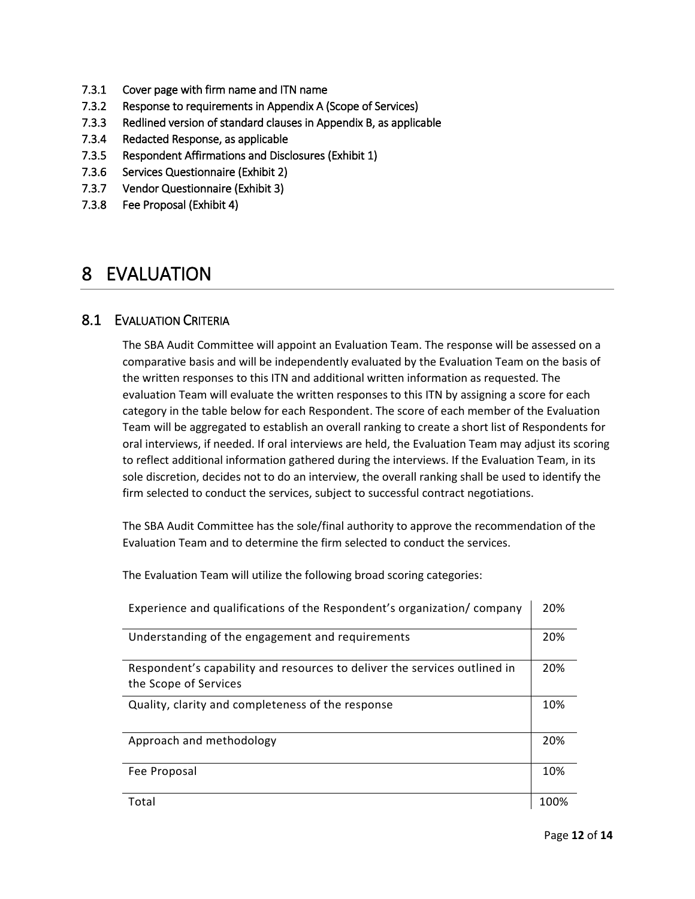7.3.1 Cover page with firm name and ITN name
7.3.2 Response to requirements in Appendix A (Scope of Services)
7.3.3 Redlined version of standard clauses in Appendix B, as applicable
7.3.4 Redacted Response, as applicable
7.3.5 Respondent Affirmations and Disclosures (Exhibit 1)
7.3.6 Services Questionnaire (Exhibit 2)
7.3.7 Vendor Questionnaire (Exhibit 3)
7.3.8 Fee Proposal (Exhibit 4)

# 8 EVALUATION

## 8.1 EVALUATION CRITERIA

The SBA Audit Committee will appoint an Evaluation Team. The response will be assessed on a comparative basis and will be independently evaluated by the Evaluation Team on the basis of the written responses to this ITN and additional written information as requested. The evaluation Team will evaluate the written responses to this ITN by assigning a score for each category in the table below for each Respondent. The score of each member of the Evaluation Team will be aggregated to establish an overall ranking to create a short list of Respondents for oral interviews, if needed. If oral interviews are held, the Evaluation Team may adjust its scoring to reflect additional information gathered during the interviews. If the Evaluation Team, in its sole discretion, decides not to do an interview, the overall ranking shall be used to identify the firm selected to conduct the services, subject to successful contract negotiations.

The SBA Audit Committee has the sole/final authority to approve the recommendation of the Evaluation Team and to determine the firm selected to conduct the services.

The Evaluation Team will utilize the following broad scoring categories:

| Category | Weight |
|---|---|
| Experience and qualifications of the Respondent's organization/ company | 20% |
| Understanding of the engagement and requirements | 20% |
| Respondent's capability and resources to deliver the services outlined in the Scope of Services | 20% |
| Quality, clarity and completeness of the response | 10% |
| Approach and methodology | 20% |
| Fee Proposal | 10% |
| Total | 100% |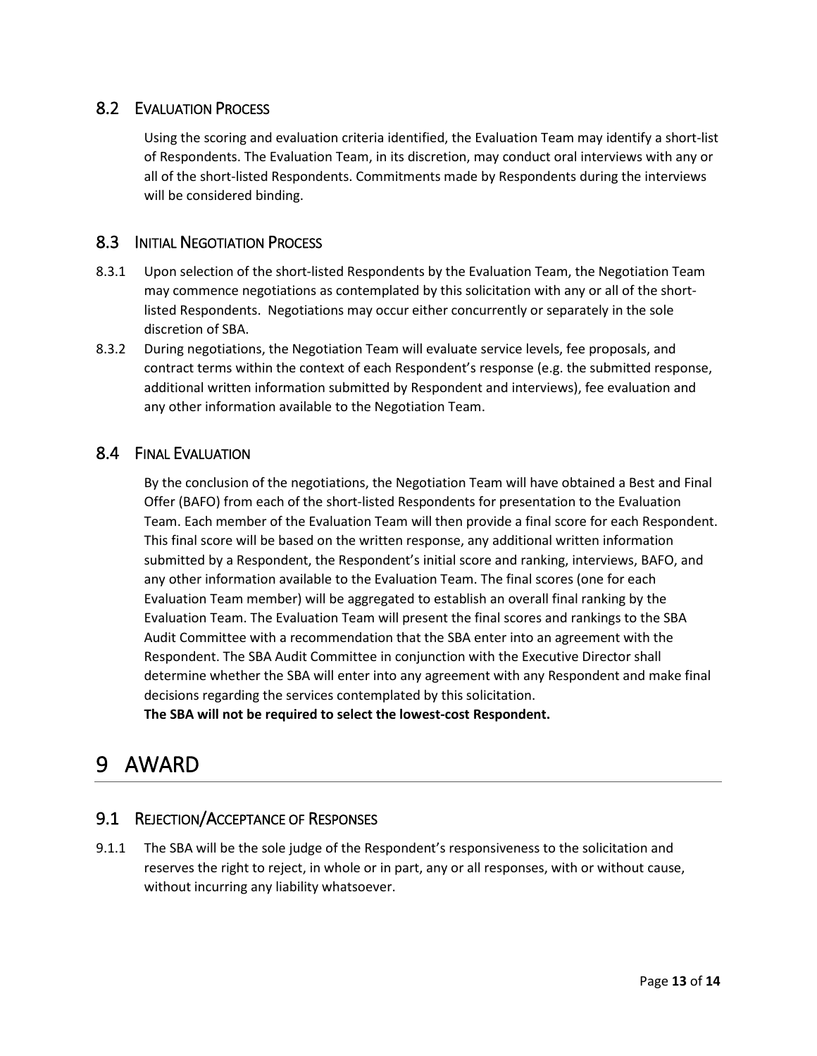## 8.2 Evaluation Process

Using the scoring and evaluation criteria identified, the Evaluation Team may identify a short-list of Respondents. The Evaluation Team, in its discretion, may conduct oral interviews with any or all of the short-listed Respondents. Commitments made by Respondents during the interviews will be considered binding.

## 8.3 Initial Negotiation Process

8.3.1 Upon selection of the short-listed Respondents by the Evaluation Team, the Negotiation Team may commence negotiations as contemplated by this solicitation with any or all of the short-listed Respondents. Negotiations may occur either concurrently or separately in the sole discretion of SBA.

8.3.2 During negotiations, the Negotiation Team will evaluate service levels, fee proposals, and contract terms within the context of each Respondent's response (e.g. the submitted response, additional written information submitted by Respondent and interviews), fee evaluation and any other information available to the Negotiation Team.

## 8.4 Final Evaluation

By the conclusion of the negotiations, the Negotiation Team will have obtained a Best and Final Offer (BAFO) from each of the short-listed Respondents for presentation to the Evaluation Team. Each member of the Evaluation Team will then provide a final score for each Respondent. This final score will be based on the written response, any additional written information submitted by a Respondent, the Respondent's initial score and ranking, interviews, BAFO, and any other information available to the Evaluation Team. The final scores (one for each Evaluation Team member) will be aggregated to establish an overall final ranking by the Evaluation Team. The Evaluation Team will present the final scores and rankings to the SBA Audit Committee with a recommendation that the SBA enter into an agreement with the Respondent. The SBA Audit Committee in conjunction with the Executive Director shall determine whether the SBA will enter into any agreement with any Respondent and make final decisions regarding the services contemplated by this solicitation.
**The SBA will not be required to select the lowest-cost Respondent.**

# 9 AWARD

## 9.1 Rejection/Acceptance of Responses

9.1.1 The SBA will be the sole judge of the Respondent's responsiveness to the solicitation and reserves the right to reject, in whole or in part, any or all responses, with or without cause, without incurring any liability whatsoever.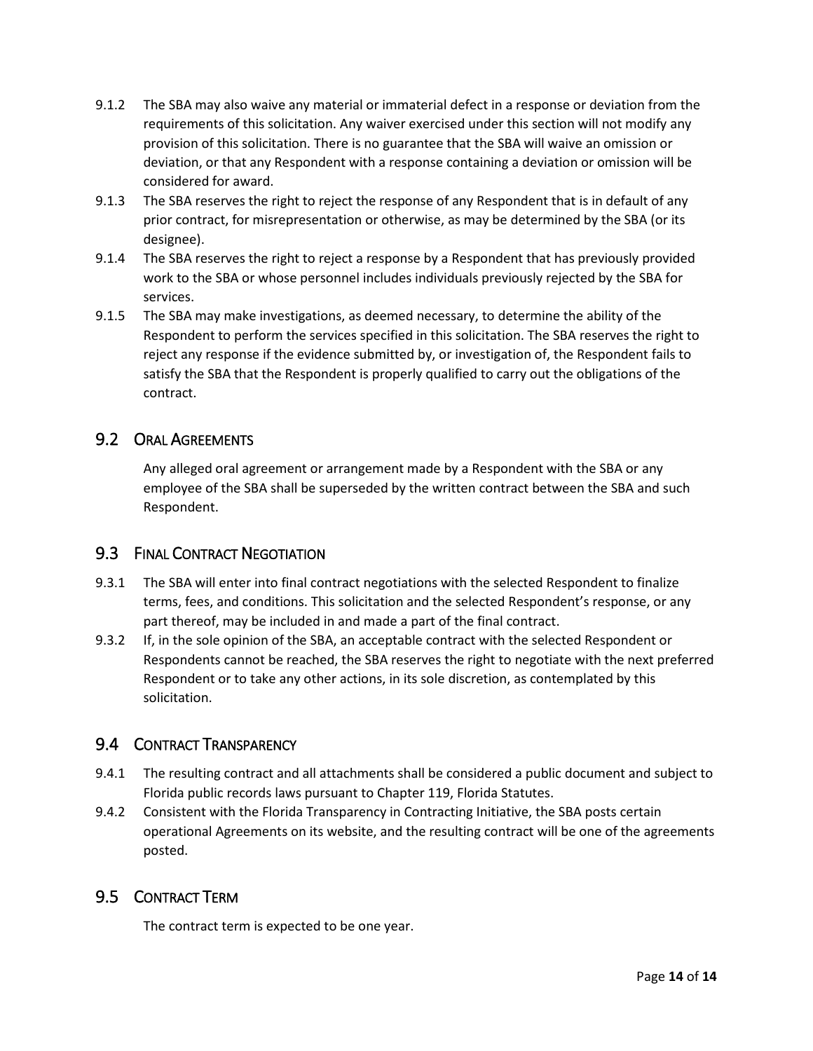9.1.2 The SBA may also waive any material or immaterial defect in a response or deviation from the requirements of this solicitation. Any waiver exercised under this section will not modify any provision of this solicitation. There is no guarantee that the SBA will waive an omission or deviation, or that any Respondent with a response containing a deviation or omission will be considered for award.

9.1.3 The SBA reserves the right to reject the response of any Respondent that is in default of any prior contract, for misrepresentation or otherwise, as may be determined by the SBA (or its designee).

9.1.4 The SBA reserves the right to reject a response by a Respondent that has previously provided work to the SBA or whose personnel includes individuals previously rejected by the SBA for services.

9.1.5 The SBA may make investigations, as deemed necessary, to determine the ability of the Respondent to perform the services specified in this solicitation. The SBA reserves the right to reject any response if the evidence submitted by, or investigation of, the Respondent fails to satisfy the SBA that the Respondent is properly qualified to carry out the obligations of the contract.

## 9.2 Oral Agreements

Any alleged oral agreement or arrangement made by a Respondent with the SBA or any employee of the SBA shall be superseded by the written contract between the SBA and such Respondent.

## 9.3 Final Contract Negotiation

9.3.1 The SBA will enter into final contract negotiations with the selected Respondent to finalize terms, fees, and conditions. This solicitation and the selected Respondent's response, or any part thereof, may be included in and made a part of the final contract.

9.3.2 If, in the sole opinion of the SBA, an acceptable contract with the selected Respondent or Respondents cannot be reached, the SBA reserves the right to negotiate with the next preferred Respondent or to take any other actions, in its sole discretion, as contemplated by this solicitation.

## 9.4 Contract Transparency

9.4.1 The resulting contract and all attachments shall be considered a public document and subject to Florida public records laws pursuant to Chapter 119, Florida Statutes.

9.4.2 Consistent with the Florida Transparency in Contracting Initiative, the SBA posts certain operational Agreements on its website, and the resulting contract will be one of the agreements posted.

## 9.5 Contract Term

The contract term is expected to be one year.